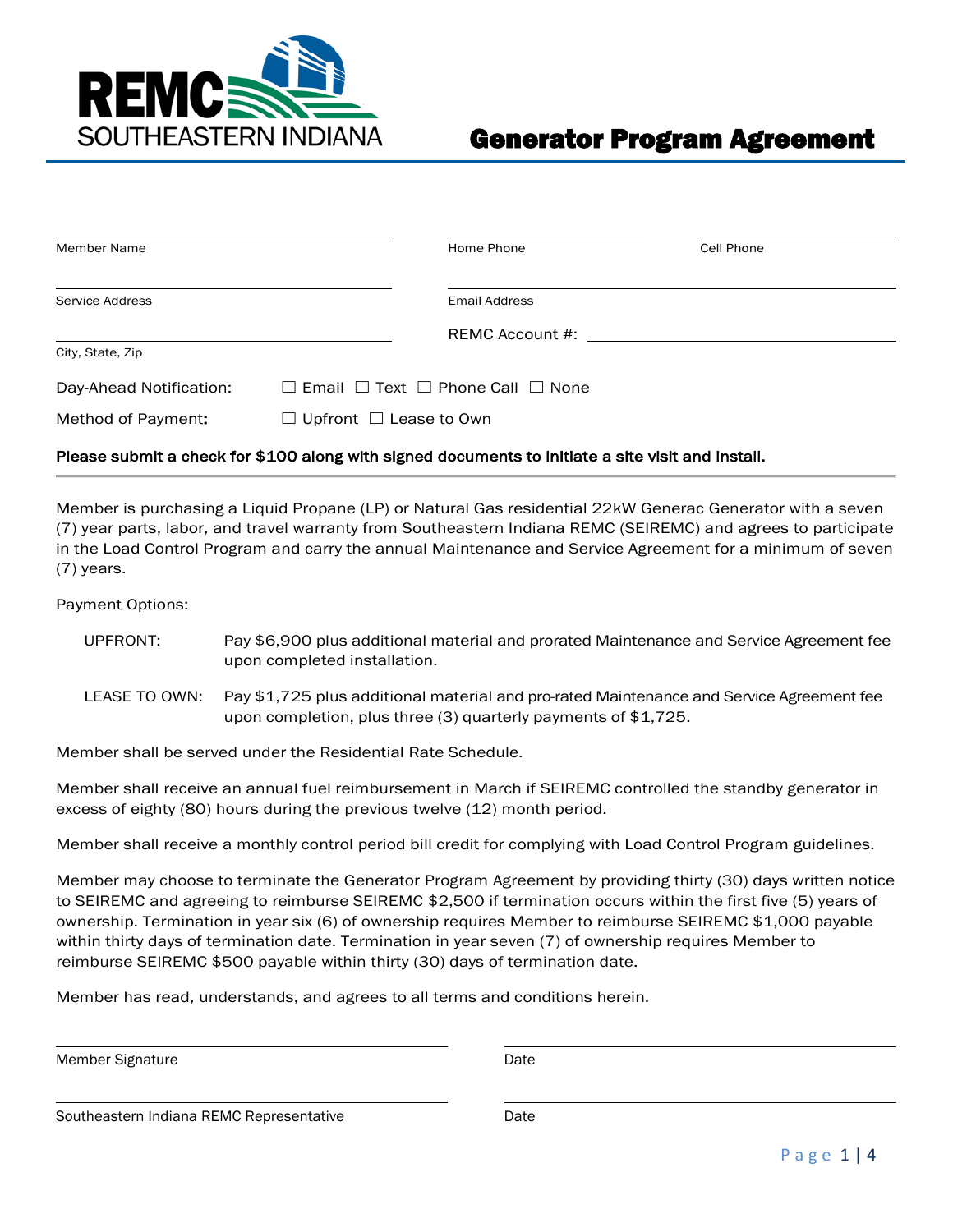REMC
SOUTHEASTERN INDIANA

# Generator Program Agreement

| Member Name | Home Phone | Cell Phone |
|---|---|---|
| Service Address | Email Address | |
| City, State, Zip | REMC Account #: | |

Day-Ahead Notification: ☐ Email ☐ Text ☐ Phone Call ☐ None

Method of Payment: ☐ Upfront ☐ Lease to Own

**Please submit a check for $100 along with signed documents to initiate a site visit and install.**

---

Member is purchasing a Liquid Propane (LP) or Natural Gas residential 22kW Generac Generator with a seven (7) year parts, labor, and travel warranty from Southeastern Indiana REMC (SEIREMC) and agrees to participate in the Load Control Program and carry the annual Maintenance and Service Agreement for a minimum of seven (7) years.

Payment Options:

UPFRONT: Pay $6,900 plus additional material and prorated Maintenance and Service Agreement fee upon completed installation.

LEASE TO OWN: Pay $1,725 plus additional material and pro-rated Maintenance and Service Agreement fee upon completion, plus three (3) quarterly payments of $1,725.

Member shall be served under the Residential Rate Schedule.

Member shall receive an annual fuel reimbursement in March if SEIREMC controlled the standby generator in excess of eighty (80) hours during the previous twelve (12) month period.

Member shall receive a monthly control period bill credit for complying with Load Control Program guidelines.

Member may choose to terminate the Generator Program Agreement by providing thirty (30) days written notice to SEIREMC and agreeing to reimburse SEIREMC $2,500 if termination occurs within the first five (5) years of ownership. Termination in year six (6) of ownership requires Member to reimburse SEIREMC $1,000 payable within thirty days of termination date. Termination in year seven (7) of ownership requires Member to reimburse SEIREMC $500 payable within thirty (30) days of termination date.

Member has read, understands, and agrees to all terms and conditions herein.

| Member Signature | Date |
|---|---|
| Southeastern Indiana REMC Representative | Date |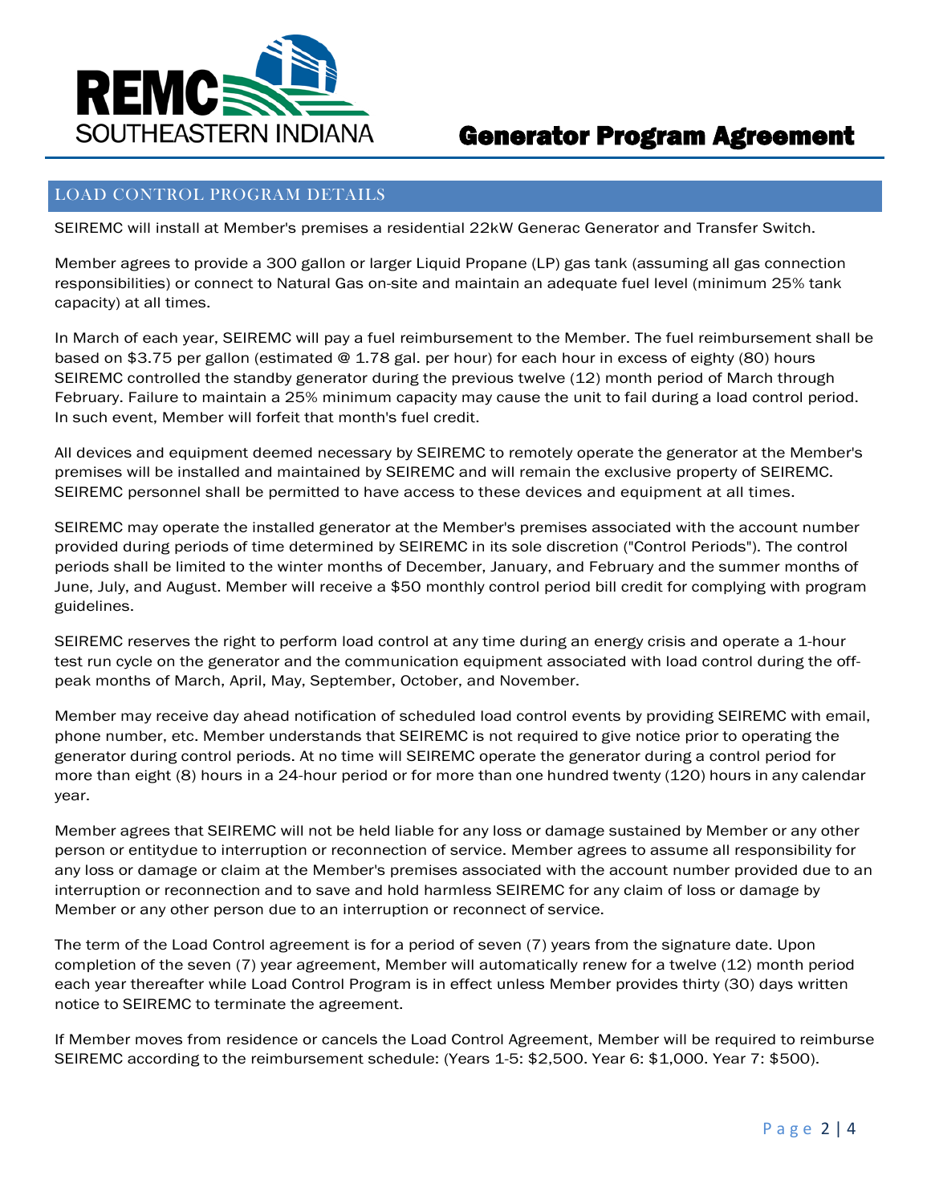# Generator Program Agreement

## LOAD CONTROL PROGRAM DETAILS

SEIREMC will install at Member's premises a residential 22kW Generac Generator and Transfer Switch.

Member agrees to provide a 300 gallon or larger Liquid Propane (LP) gas tank (assuming all gas connection responsibilities) or connect to Natural Gas on-site and maintain an adequate fuel level (minimum 25% tank capacity) at all times.

In March of each year, SEIREMC will pay a fuel reimbursement to the Member. The fuel reimbursement shall be based on $3.75 per gallon (estimated @ 1.78 gal. per hour) for each hour in excess of eighty (80) hours SEIREMC controlled the standby generator during the previous twelve (12) month period of March through February. Failure to maintain a 25% minimum capacity may cause the unit to fail during a load control period. In such event, Member will forfeit that month's fuel credit.

All devices and equipment deemed necessary by SEIREMC to remotely operate the generator at the Member's premises will be installed and maintained by SEIREMC and will remain the exclusive property of SEIREMC. SEIREMC personnel shall be permitted to have access to these devices and equipment at all times.

SEIREMC may operate the installed generator at the Member's premises associated with the account number provided during periods of time determined by SEIREMC in its sole discretion ("Control Periods"). The control periods shall be limited to the winter months of December, January, and February and the summer months of June, July, and August. Member will receive a $50 monthly control period bill credit for complying with program guidelines.

SEIREMC reserves the right to perform load control at any time during an energy crisis and operate a 1-hour test run cycle on the generator and the communication equipment associated with load control during the off-peak months of March, April, May, September, October, and November.

Member may receive day ahead notification of scheduled load control events by providing SEIREMC with email, phone number, etc. Member understands that SEIREMC is not required to give notice prior to operating the generator during control periods. At no time will SEIREMC operate the generator during a control period for more than eight (8) hours in a 24-hour period or for more than one hundred twenty (120) hours in any calendar year.

Member agrees that SEIREMC will not be held liable for any loss or damage sustained by Member or any other person or entitydue to interruption or reconnection of service. Member agrees to assume all responsibility for any loss or damage or claim at the Member's premises associated with the account number provided due to an interruption or reconnection and to save and hold harmless SEIREMC for any claim of loss or damage by Member or any other person due to an interruption or reconnect of service.

The term of the Load Control agreement is for a period of seven (7) years from the signature date. Upon completion of the seven (7) year agreement, Member will automatically renew for a twelve (12) month period each year thereafter while Load Control Program is in effect unless Member provides thirty (30) days written notice to SEIREMC to terminate the agreement.

If Member moves from residence or cancels the Load Control Agreement, Member will be required to reimburse SEIREMC according to the reimbursement schedule: (Years 1-5: $2,500. Year 6: $1,000. Year 7: $500).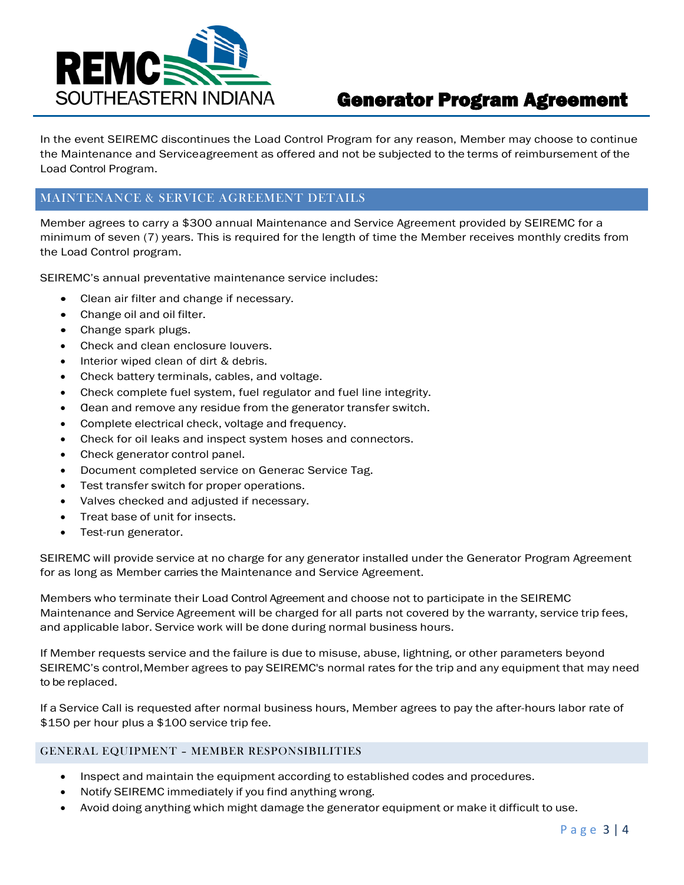# Generator Program Agreement

In the event SEIREMC discontinues the Load Control Program for any reason, Member may choose to continue the Maintenance and Serviceagreement as offered and not be subjected to the terms of reimbursement of the Load Control Program.

## MAINTENANCE & SERVICE AGREEMENT DETAILS

Member agrees to carry a $300 annual Maintenance and Service Agreement provided by SEIREMC for a minimum of seven (7) years. This is required for the length of time the Member receives monthly credits from the Load Control program.

SEIREMC's annual preventative maintenance service includes:

- Clean air filter and change if necessary.
- Change oil and oil filter.
- Change spark plugs.
- Check and clean enclosure louvers.
- Interior wiped clean of dirt & debris.
- Check battery terminals, cables, and voltage.
- Check complete fuel system, fuel regulator and fuel line integrity.
- Clean and remove any residue from the generator transfer switch.
- Complete electrical check, voltage and frequency.
- Check for oil leaks and inspect system hoses and connectors.
- Check generator control panel.
- Document completed service on Generac Service Tag.
- Test transfer switch for proper operations.
- Valves checked and adjusted if necessary.
- Treat base of unit for insects.
- Test-run generator.

SEIREMC will provide service at no charge for any generator installed under the Generator Program Agreement for as long as Member carries the Maintenance and Service Agreement.

Members who terminate their Load Control Agreement and choose not to participate in the SEIREMC Maintenance and Service Agreement will be charged for all parts not covered by the warranty, service trip fees, and applicable labor. Service work will be done during normal business hours.

If Member requests service and the failure is due to misuse, abuse, lightning, or other parameters beyond SEIREMC's control,Member agrees to pay SEIREMC's normal rates for the trip and any equipment that may need to be replaced.

If a Service Call is requested after normal business hours, Member agrees to pay the after-hours labor rate of $150 per hour plus a $100 service trip fee.

### GENERAL EQUIPMENT - MEMBER RESPONSIBILITIES

- Inspect and maintain the equipment according to established codes and procedures.
- Notify SEIREMC immediately if you find anything wrong.
- Avoid doing anything which might damage the generator equipment or make it difficult to use.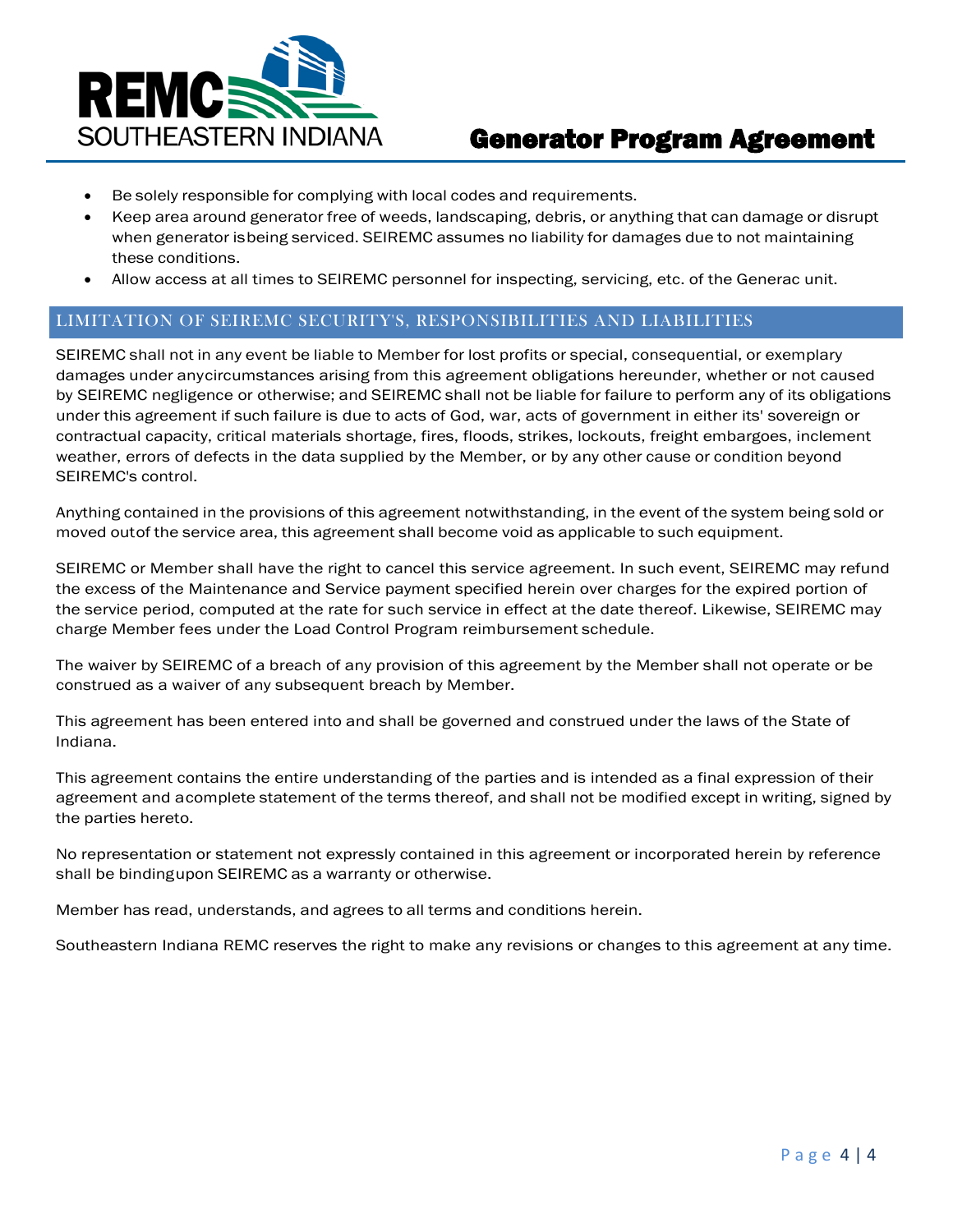- Be solely responsible for complying with local codes and requirements.
- Keep area around generator free of weeds, landscaping, debris, or anything that can damage or disrupt when generator isbeing serviced. SEIREMC assumes no liability for damages due to not maintaining these conditions.
- Allow access at all times to SEIREMC personnel for inspecting, servicing, etc. of the Generac unit.

## LIMITATION OF SEIREMC SECURITY'S, RESPONSIBILITIES AND LIABILITIES

SEIREMC shall not in any event be liable to Member for lost profits or special, consequential, or exemplary damages under anycircumstances arising from this agreement obligations hereunder, whether or not caused by SEIREMC negligence or otherwise; and SEIREMC shall not be liable for failure to perform any of its obligations under this agreement if such failure is due to acts of God, war, acts of government in either its' sovereign or contractual capacity, critical materials shortage, fires, floods, strikes, lockouts, freight embargoes, inclement weather, errors of defects in the data supplied by the Member, or by any other cause or condition beyond SEIREMC's control.

Anything contained in the provisions of this agreement notwithstanding, in the event of the system being sold or moved outof the service area, this agreement shall become void as applicable to such equipment.

SEIREMC or Member shall have the right to cancel this service agreement. In such event, SEIREMC may refund the excess of the Maintenance and Service payment specified herein over charges for the expired portion of the service period, computed at the rate for such service in effect at the date thereof. Likewise, SEIREMC may charge Member fees under the Load Control Program reimbursement schedule.

The waiver by SEIREMC of a breach of any provision of this agreement by the Member shall not operate or be construed as a waiver of any subsequent breach by Member.

This agreement has been entered into and shall be governed and construed under the laws of the State of Indiana.

This agreement contains the entire understanding of the parties and is intended as a final expression of their agreement and acomplete statement of the terms thereof, and shall not be modified except in writing, signed by the parties hereto.

No representation or statement not expressly contained in this agreement or incorporated herein by reference shall be bindingupon SEIREMC as a warranty or otherwise.

Member has read, understands, and agrees to all terms and conditions herein.

Southeastern Indiana REMC reserves the right to make any revisions or changes to this agreement at any time.